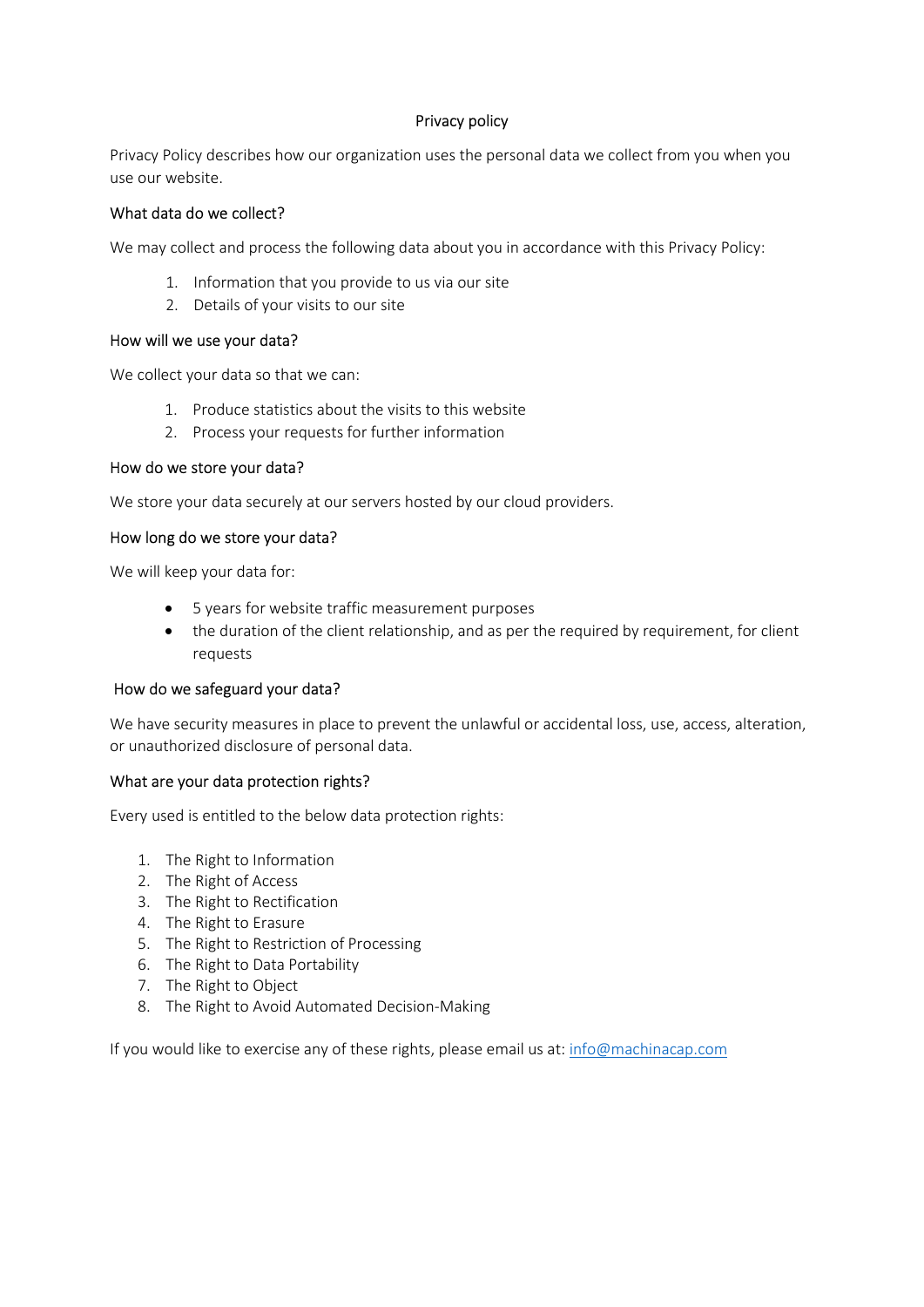# Privacy policy

Privacy Policy describes how our organization uses the personal data we collect from you when you use our website.

## What data do we collect?

We may collect and process the following data about you in accordance with this Privacy Policy:

1. Information that you provide to us via our site
2. Details of your visits to our site

## How will we use your data?

We collect your data so that we can:

1. Produce statistics about the visits to this website
2. Process your requests for further information

## How do we store your data?

We store your data securely at our servers hosted by our cloud providers.

## How long do we store your data?

We will keep your data for:

- 5 years for website traffic measurement purposes
- the duration of the client relationship, and as per the required by requirement, for client requests

## How do we safeguard your data?

We have security measures in place to prevent the unlawful or accidental loss, use, access, alteration, or unauthorized disclosure of personal data.

## What are your data protection rights?

Every used is entitled to the below data protection rights:

1. The Right to Information
2. The Right of Access
3. The Right to Rectification
4. The Right to Erasure
5. The Right to Restriction of Processing
6. The Right to Data Portability
7. The Right to Object
8. The Right to Avoid Automated Decision-Making

If you would like to exercise any of these rights, please email us at: [info@machinacap.com](mailto:info@machinacap.com)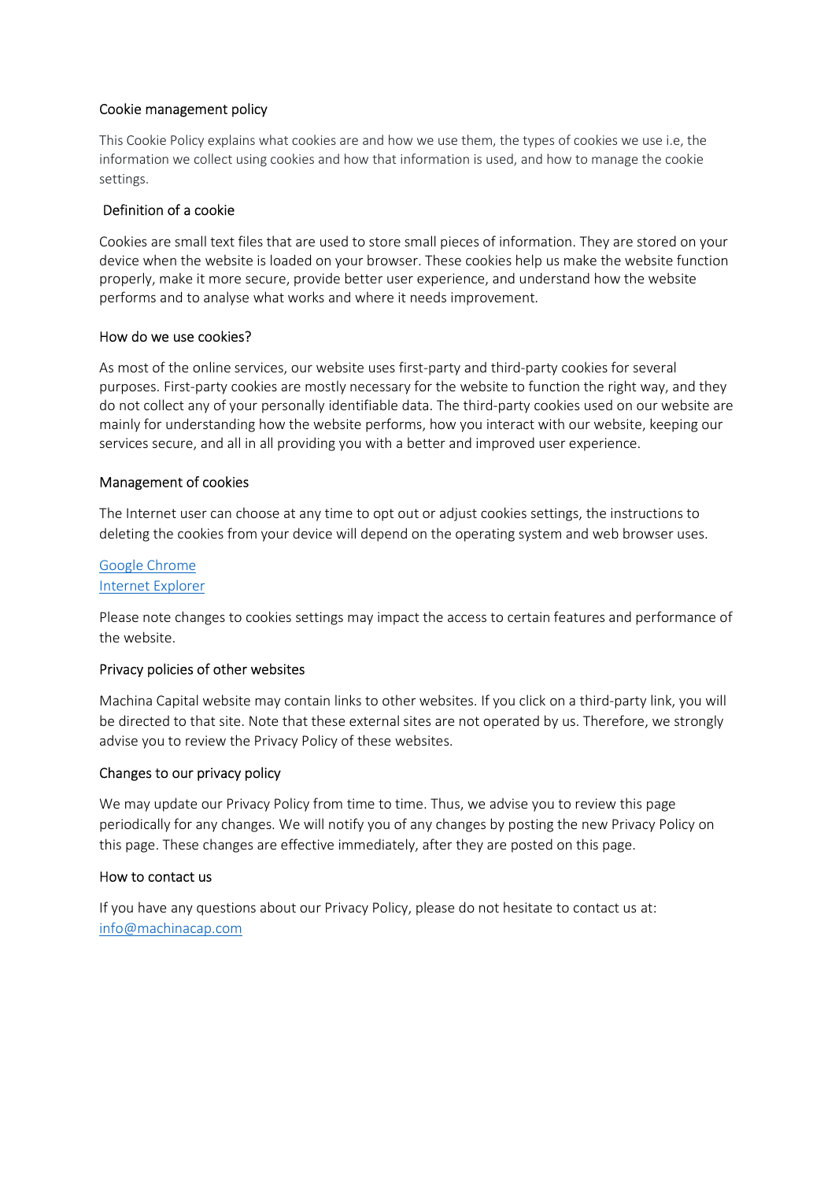## Cookie management policy

This Cookie Policy explains what cookies are and how we use them, the types of cookies we use i.e, the information we collect using cookies and how that information is used, and how to manage the cookie settings.

### Definition of a cookie

Cookies are small text files that are used to store small pieces of information. They are stored on your device when the website is loaded on your browser. These cookies help us make the website function properly, make it more secure, provide better user experience, and understand how the website performs and to analyse what works and where it needs improvement.

### How do we use cookies?

As most of the online services, our website uses first-party and third-party cookies for several purposes. First-party cookies are mostly necessary for the website to function the right way, and they do not collect any of your personally identifiable data. The third-party cookies used on our website are mainly for understanding how the website performs, how you interact with our website, keeping our services secure, and all in all providing you with a better and improved user experience.

### Management of cookies

The Internet user can choose at any time to opt out or adjust cookies settings, the instructions to deleting the cookies from your device will depend on the operating system and web browser uses.

Google Chrome
Internet Explorer

Please note changes to cookies settings may impact the access to certain features and performance of the website.

### Privacy policies of other websites

Machina Capital website may contain links to other websites. If you click on a third-party link, you will be directed to that site. Note that these external sites are not operated by us. Therefore, we strongly advise you to review the Privacy Policy of these websites.

### Changes to our privacy policy

We may update our Privacy Policy from time to time. Thus, we advise you to review this page periodically for any changes. We will notify you of any changes by posting the new Privacy Policy on this page. These changes are effective immediately, after they are posted on this page.

### How to contact us

If you have any questions about our Privacy Policy, please do not hesitate to contact us at: info@machinacap.com